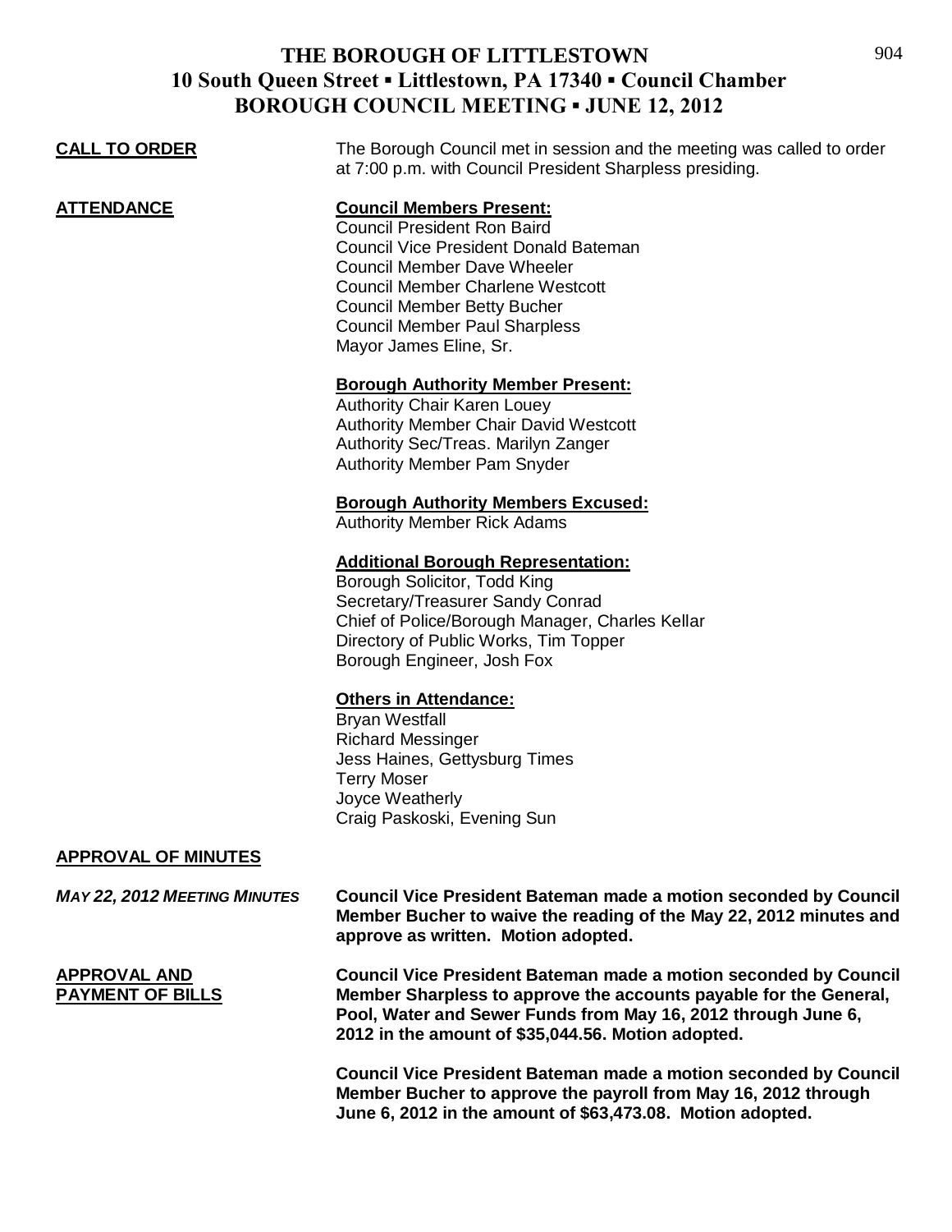# THE BOROUGH OF LITTLESTOWN
## 10 South Queen Street ▪ Littlestown, PA 17340 ▪ Council Chamber
## BOROUGH COUNCIL MEETING ▪ JUNE 12, 2012

**CALL TO ORDER**

The Borough Council met in session and the meeting was called to order at 7:00 p.m. with Council President Sharpless presiding.

**ATTENDANCE**

**Council Members Present:**
Council President Ron Baird
Council Vice President Donald Bateman
Council Member Dave Wheeler
Council Member Charlene Westcott
Council Member Betty Bucher
Council Member Paul Sharpless
Mayor James Eline, Sr.

**Borough Authority Member Present:**
Authority Chair Karen Louey
Authority Member Chair David Westcott
Authority Sec/Treas. Marilyn Zanger
Authority Member Pam Snyder

**Borough Authority Members Excused:**
Authority Member Rick Adams

**Additional Borough Representation:**
Borough Solicitor, Todd King
Secretary/Treasurer Sandy Conrad
Chief of Police/Borough Manager, Charles Kellar
Directory of Public Works, Tim Topper
Borough Engineer, Josh Fox

**Others in Attendance:**
Bryan Westfall
Richard Messinger
Jess Haines, Gettysburg Times
Terry Moser
Joyce Weatherly
Craig Paskoski, Evening Sun

**APPROVAL OF MINUTES**

*MAY 22, 2012 MEETING MINUTES*

**Council Vice President Bateman made a motion seconded by Council Member Bucher to waive the reading of the May 22, 2012 minutes and approve as written. Motion adopted.**

**APPROVAL AND PAYMENT OF BILLS**

**Council Vice President Bateman made a motion seconded by Council Member Sharpless to approve the accounts payable for the General, Pool, Water and Sewer Funds from May 16, 2012 through June 6, 2012 in the amount of $35,044.56. Motion adopted.**

**Council Vice President Bateman made a motion seconded by Council Member Bucher to approve the payroll from May 16, 2012 through June 6, 2012 in the amount of $63,473.08. Motion adopted.**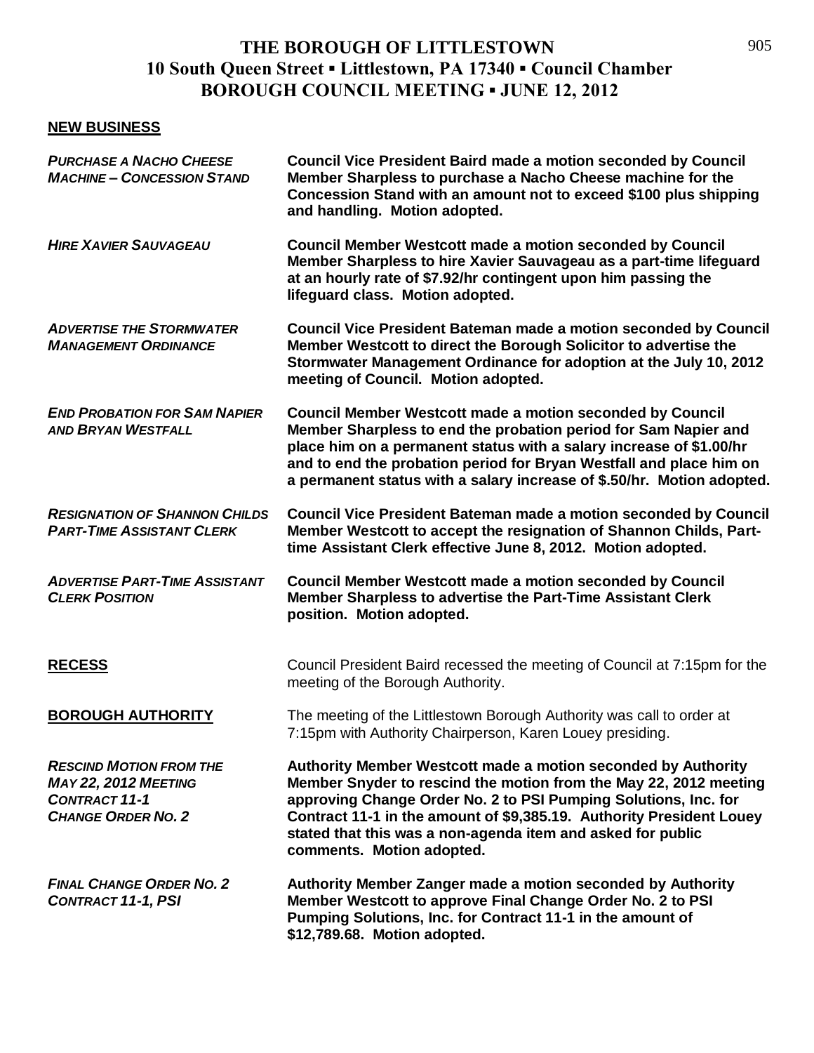# THE BOROUGH OF LITTLESTOWN
## 10 South Queen Street ▪ Littlestown, PA 17340 ▪ Council Chamber
## BOROUGH COUNCIL MEETING ▪ JUNE 12, 2012

**NEW BUSINESS**

***PURCHASE A NACHO CHEESE MACHINE – CONCESSION STAND***

**Council Vice President Baird made a motion seconded by Council Member Sharpless to purchase a Nacho Cheese machine for the Concession Stand with an amount not to exceed $100 plus shipping and handling. Motion adopted.**

***HIRE XAVIER SAUVAGEAU***

**Council Member Westcott made a motion seconded by Council Member Sharpless to hire Xavier Sauvageau as a part-time lifeguard at an hourly rate of $7.92/hr contingent upon him passing the lifeguard class. Motion adopted.**

***ADVERTISE THE STORMWATER MANAGEMENT ORDINANCE***

**Council Vice President Bateman made a motion seconded by Council Member Westcott to direct the Borough Solicitor to advertise the Stormwater Management Ordinance for adoption at the July 10, 2012 meeting of Council. Motion adopted.**

***END PROBATION FOR SAM NAPIER AND BRYAN WESTFALL***

**Council Member Westcott made a motion seconded by Council Member Sharpless to end the probation period for Sam Napier and place him on a permanent status with a salary increase of $1.00/hr and to end the probation period for Bryan Westfall and place him on a permanent status with a salary increase of $.50/hr. Motion adopted.**

***RESIGNATION OF SHANNON CHILDS PART-TIME ASSISTANT CLERK***

**Council Vice President Bateman made a motion seconded by Council Member Westcott to accept the resignation of Shannon Childs, Part-time Assistant Clerk effective June 8, 2012. Motion adopted.**

***ADVERTISE PART-TIME ASSISTANT CLERK POSITION***

**Council Member Westcott made a motion seconded by Council Member Sharpless to advertise the Part-Time Assistant Clerk position. Motion adopted.**

**RECESS**

Council President Baird recessed the meeting of Council at 7:15pm for the meeting of the Borough Authority.

**BOROUGH AUTHORITY**

The meeting of the Littlestown Borough Authority was call to order at 7:15pm with Authority Chairperson, Karen Louey presiding.

***RESCIND MOTION FROM THE MAY 22, 2012 MEETING CONTRACT 11-1 CHANGE ORDER NO. 2***

**Authority Member Westcott made a motion seconded by Authority Member Snyder to rescind the motion from the May 22, 2012 meeting approving Change Order No. 2 to PSI Pumping Solutions, Inc. for Contract 11-1 in the amount of $9,385.19. Authority President Louey stated that this was a non-agenda item and asked for public comments. Motion adopted.**

***FINAL CHANGE ORDER NO. 2 CONTRACT 11-1, PSI***

**Authority Member Zanger made a motion seconded by Authority Member Westcott to approve Final Change Order No. 2 to PSI Pumping Solutions, Inc. for Contract 11-1 in the amount of $12,789.68. Motion adopted.**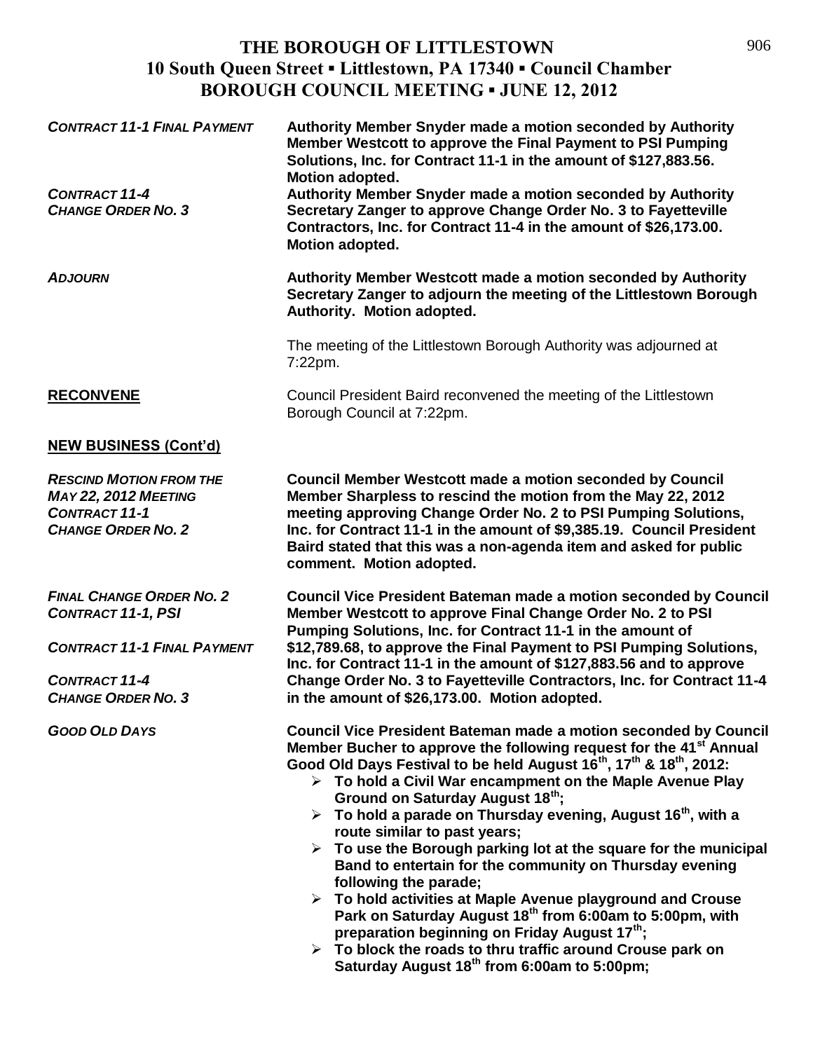# THE BOROUGH OF LITTLESTOWN
## 10 South Queen Street ▪ Littlestown, PA 17340 ▪ Council Chamber
## BOROUGH COUNCIL MEETING ▪ JUNE 12, 2012

***CONTRACT 11-1 FINAL PAYMENT*** **Authority Member Snyder made a motion seconded by Authority Member Westcott to approve the Final Payment to PSI Pumping Solutions, Inc. for Contract 11-1 in the amount of $127,883.56. Motion adopted.**

***CONTRACT 11-4 CHANGE ORDER NO. 3*** **Authority Member Snyder made a motion seconded by Authority Secretary Zanger to approve Change Order No. 3 to Fayetteville Contractors, Inc. for Contract 11-4 in the amount of $26,173.00. Motion adopted.**

***ADJOURN*** **Authority Member Westcott made a motion seconded by Authority Secretary Zanger to adjourn the meeting of the Littlestown Borough Authority. Motion adopted.**

The meeting of the Littlestown Borough Authority was adjourned at 7:22pm.

**RECONVENE** Council President Baird reconvened the meeting of the Littlestown Borough Council at 7:22pm.

**NEW BUSINESS (Cont'd)**

***RESCIND MOTION FROM THE MAY 22, 2012 MEETING CONTRACT 11-1 CHANGE ORDER NO. 2*** **Council Member Westcott made a motion seconded by Council Member Sharpless to rescind the motion from the May 22, 2012 meeting approving Change Order No. 2 to PSI Pumping Solutions, Inc. for Contract 11-1 in the amount of $9,385.19. Council President Baird stated that this was a non-agenda item and asked for public comment. Motion adopted.**

***FINAL CHANGE ORDER NO. 2 CONTRACT 11-1, PSI***
***CONTRACT 11-1 FINAL PAYMENT***
***CONTRACT 11-4 CHANGE ORDER NO. 3***
**Council Vice President Bateman made a motion seconded by Council Member Westcott to approve Final Change Order No. 2 to PSI Pumping Solutions, Inc. for Contract 11-1 in the amount of $12,789.68, to approve the Final Payment to PSI Pumping Solutions, Inc. for Contract 11-1 in the amount of $127,883.56 and to approve Change Order No. 3 to Fayetteville Contractors, Inc. for Contract 11-4 in the amount of $26,173.00. Motion adopted.**

***GOOD OLD DAYS*** **Council Vice President Bateman made a motion seconded by Council Member Bucher to approve the following request for the 41st Annual Good Old Days Festival to be held August 16th, 17th & 18th, 2012:**

- **To hold a Civil War encampment on the Maple Avenue Play Ground on Saturday August 18th;**
- **To hold a parade on Thursday evening, August 16th, with a route similar to past years;**
- **To use the Borough parking lot at the square for the municipal Band to entertain for the community on Thursday evening following the parade;**
- **To hold activities at Maple Avenue playground and Crouse Park on Saturday August 18th from 6:00am to 5:00pm, with preparation beginning on Friday August 17th;**
- **To block the roads to thru traffic around Crouse park on Saturday August 18th from 6:00am to 5:00pm;**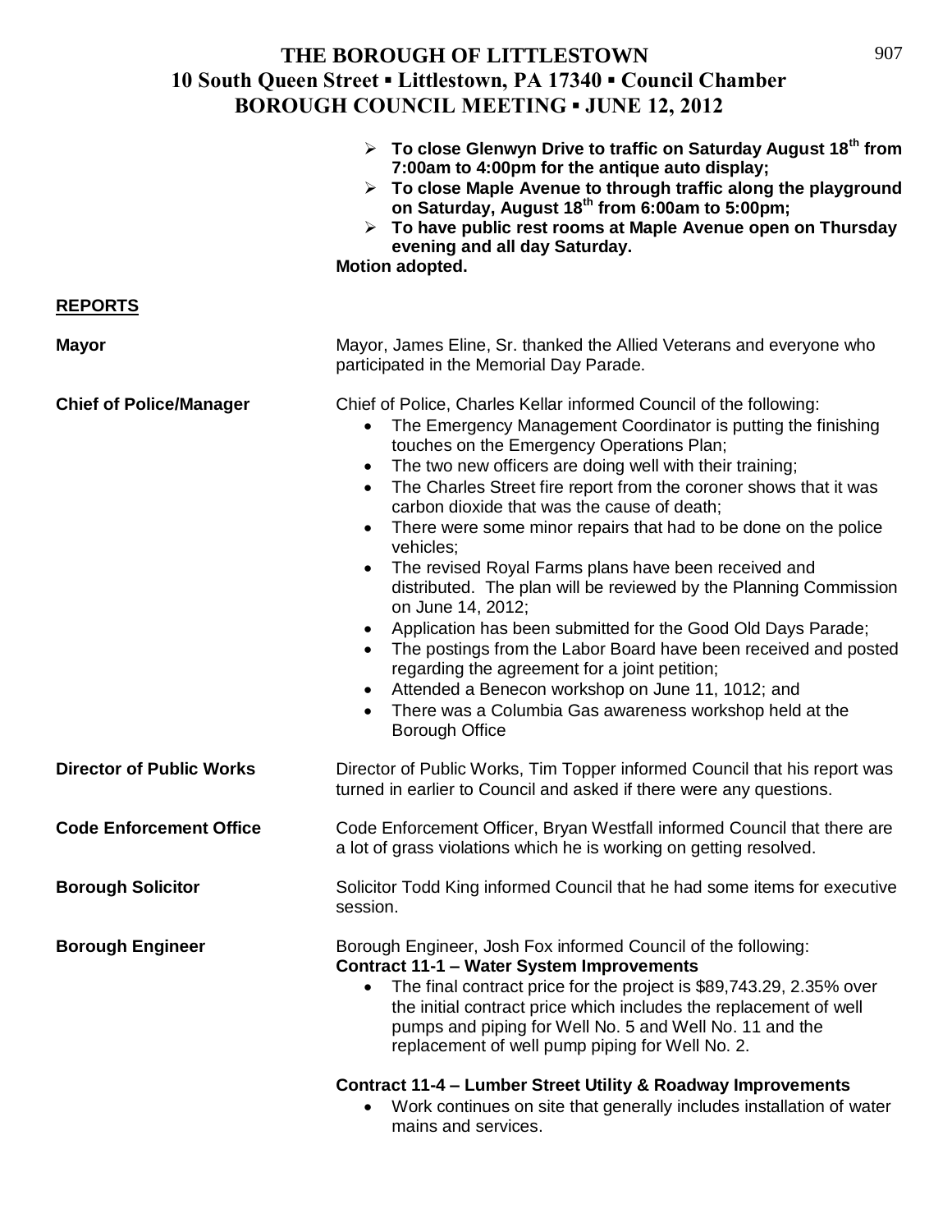- **To close Glenwyn Drive to traffic on Saturday August 18th from 7:00am to 4:00pm for the antique auto display;**
- **To close Maple Avenue to through traffic along the playground on Saturday, August 18th from 6:00am to 5:00pm;**
- **To have public rest rooms at Maple Avenue open on Thursday evening and all day Saturday.**

**Motion adopted.**

## REPORTS

**Mayor**

Mayor, James Eline, Sr. thanked the Allied Veterans and everyone who participated in the Memorial Day Parade.

**Chief of Police/Manager**

Chief of Police, Charles Kellar informed Council of the following:

- The Emergency Management Coordinator is putting the finishing touches on the Emergency Operations Plan;
- The two new officers are doing well with their training;
- The Charles Street fire report from the coroner shows that it was carbon dioxide that was the cause of death;
- There were some minor repairs that had to be done on the police vehicles;
- The revised Royal Farms plans have been received and distributed. The plan will be reviewed by the Planning Commission on June 14, 2012;
- Application has been submitted for the Good Old Days Parade;
- The postings from the Labor Board have been received and posted regarding the agreement for a joint petition;
- Attended a Benecon workshop on June 11, 1012; and
- There was a Columbia Gas awareness workshop held at the Borough Office

**Director of Public Works**

Director of Public Works, Tim Topper informed Council that his report was turned in earlier to Council and asked if there were any questions.

**Code Enforcement Office**

Code Enforcement Officer, Bryan Westfall informed Council that there are a lot of grass violations which he is working on getting resolved.

**Borough Solicitor**

Solicitor Todd King informed Council that he had some items for executive session.

**Borough Engineer**

Borough Engineer, Josh Fox informed Council of the following:

**Contract 11-1 – Water System Improvements**

- The final contract price for the project is $89,743.29, 2.35% over the initial contract price which includes the replacement of well pumps and piping for Well No. 5 and Well No. 11 and the replacement of well pump piping for Well No. 2.

**Contract 11-4 – Lumber Street Utility & Roadway Improvements**

- Work continues on site that generally includes installation of water mains and services.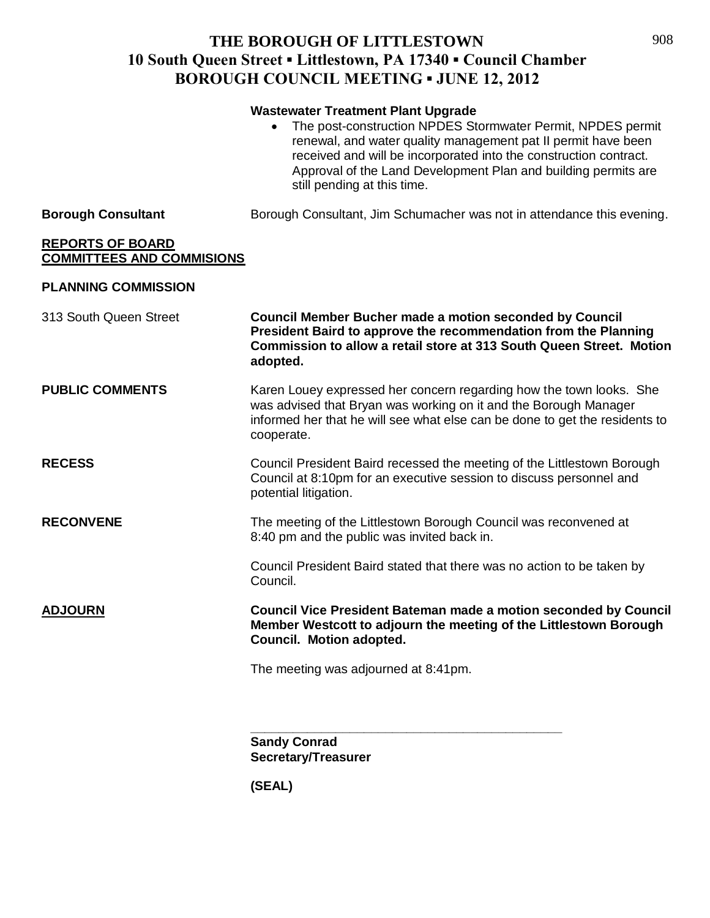**Wastewater Treatment Plant Upgrade**

- The post-construction NPDES Stormwater Permit, NPDES permit renewal, and water quality management pat II permit have been received and will be incorporated into the construction contract. Approval of the Land Development Plan and building permits are still pending at this time.

**Borough Consultant** Borough Consultant, Jim Schumacher was not in attendance this evening.

**REPORTS OF BOARD COMMITTEES AND COMMISIONS**

**PLANNING COMMISSION**

313 South Queen Street **Council Member Bucher made a motion seconded by Council President Baird to approve the recommendation from the Planning Commission to allow a retail store at 313 South Queen Street. Motion adopted.**

**PUBLIC COMMENTS** Karen Louey expressed her concern regarding how the town looks. She was advised that Bryan was working on it and the Borough Manager informed her that he will see what else can be done to get the residents to cooperate.

**RECESS** Council President Baird recessed the meeting of the Littlestown Borough Council at 8:10pm for an executive session to discuss personnel and potential litigation.

**RECONVENE** The meeting of the Littlestown Borough Council was reconvened at 8:40 pm and the public was invited back in.

Council President Baird stated that there was no action to be taken by Council.

**ADJOURN** **Council Vice President Bateman made a motion seconded by Council Member Westcott to adjourn the meeting of the Littlestown Borough Council. Motion adopted.**

The meeting was adjourned at 8:41pm.

\_\_\_\_\_\_\_\_\_\_\_\_\_\_\_\_\_\_\_\_\_\_\_\_\_\_\_\_\_\_\_\_\_\_\_\_\_\_\_\_\_\_\_\_

**Sandy Conrad**
**Secretary/Treasurer**

**(SEAL)**